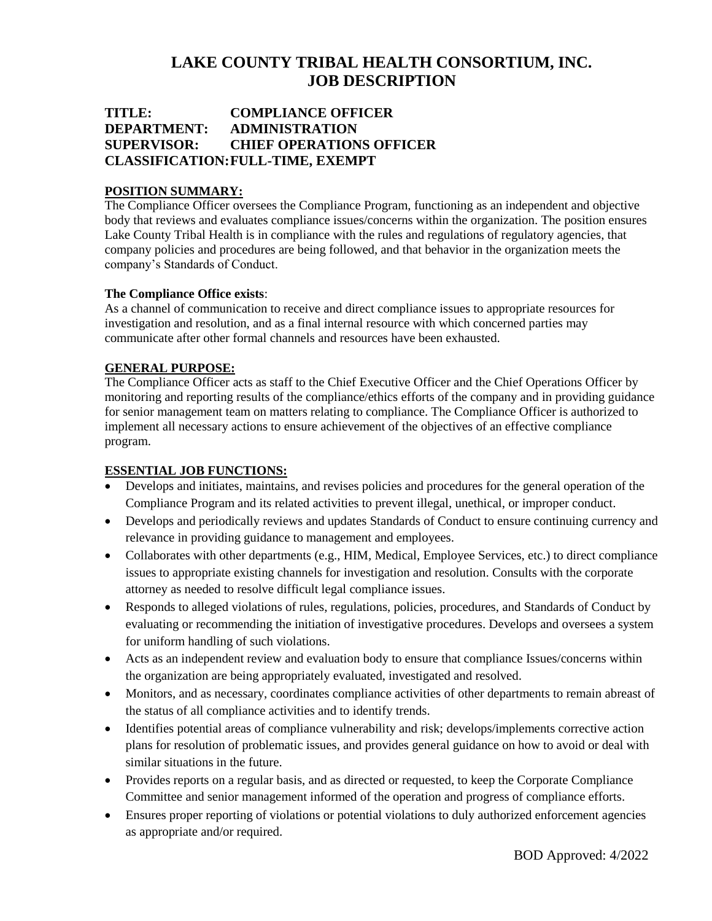# LAKE COUNTY TRIBAL HEALTH CONSORTIUM, INC.
# JOB DESCRIPTION

**TITLE:** COMPLIANCE OFFICER
**DEPARTMENT:** ADMINISTRATION
**SUPERVISOR:** CHIEF OPERATIONS OFFICER
**CLASSIFICATION:** FULL-TIME, EXEMPT

## POSITION SUMMARY:

The Compliance Officer oversees the Compliance Program, functioning as an independent and objective body that reviews and evaluates compliance issues/concerns within the organization. The position ensures Lake County Tribal Health is in compliance with the rules and regulations of regulatory agencies, that company policies and procedures are being followed, and that behavior in the organization meets the company's Standards of Conduct.

**The Compliance Office exists**:

As a channel of communication to receive and direct compliance issues to appropriate resources for investigation and resolution, and as a final internal resource with which concerned parties may communicate after other formal channels and resources have been exhausted.

## GENERAL PURPOSE:

The Compliance Officer acts as staff to the Chief Executive Officer and the Chief Operations Officer by monitoring and reporting results of the compliance/ethics efforts of the company and in providing guidance for senior management team on matters relating to compliance. The Compliance Officer is authorized to implement all necessary actions to ensure achievement of the objectives of an effective compliance program.

## ESSENTIAL JOB FUNCTIONS:

- Develops and initiates, maintains, and revises policies and procedures for the general operation of the Compliance Program and its related activities to prevent illegal, unethical, or improper conduct.
- Develops and periodically reviews and updates Standards of Conduct to ensure continuing currency and relevance in providing guidance to management and employees.
- Collaborates with other departments (e.g., HIM, Medical, Employee Services, etc.) to direct compliance issues to appropriate existing channels for investigation and resolution. Consults with the corporate attorney as needed to resolve difficult legal compliance issues.
- Responds to alleged violations of rules, regulations, policies, procedures, and Standards of Conduct by evaluating or recommending the initiation of investigative procedures. Develops and oversees a system for uniform handling of such violations.
- Acts as an independent review and evaluation body to ensure that compliance Issues/concerns within the organization are being appropriately evaluated, investigated and resolved.
- Monitors, and as necessary, coordinates compliance activities of other departments to remain abreast of the status of all compliance activities and to identify trends.
- Identifies potential areas of compliance vulnerability and risk; develops/implements corrective action plans for resolution of problematic issues, and provides general guidance on how to avoid or deal with similar situations in the future.
- Provides reports on a regular basis, and as directed or requested, to keep the Corporate Compliance Committee and senior management informed of the operation and progress of compliance efforts.
- Ensures proper reporting of violations or potential violations to duly authorized enforcement agencies as appropriate and/or required.

BOD Approved: 4/2022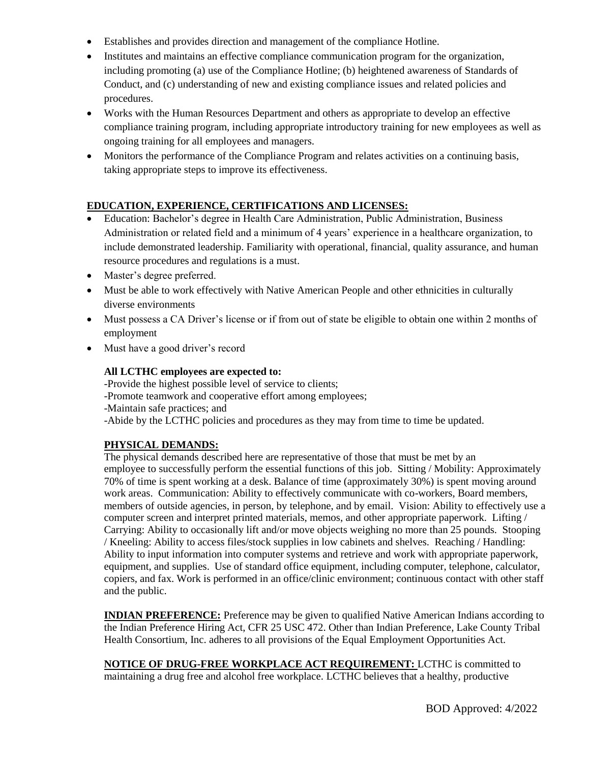- Establishes and provides direction and management of the compliance Hotline.
- Institutes and maintains an effective compliance communication program for the organization, including promoting (a) use of the Compliance Hotline; (b) heightened awareness of Standards of Conduct, and (c) understanding of new and existing compliance issues and related policies and procedures.
- Works with the Human Resources Department and others as appropriate to develop an effective compliance training program, including appropriate introductory training for new employees as well as ongoing training for all employees and managers.
- Monitors the performance of the Compliance Program and relates activities on a continuing basis, taking appropriate steps to improve its effectiveness.

## EDUCATION, EXPERIENCE, CERTIFICATIONS AND LICENSES:

- Education: Bachelor's degree in Health Care Administration, Public Administration, Business Administration or related field and a minimum of 4 years' experience in a healthcare organization, to include demonstrated leadership. Familiarity with operational, financial, quality assurance, and human resource procedures and regulations is a must.
- Master's degree preferred.
- Must be able to work effectively with Native American People and other ethnicities in culturally diverse environments
- Must possess a CA Driver's license or if from out of state be eligible to obtain one within 2 months of employment
- Must have a good driver's record

**All LCTHC employees are expected to:**

-Provide the highest possible level of service to clients;
-Promote teamwork and cooperative effort among employees;
-Maintain safe practices; and
-Abide by the LCTHC policies and procedures as they may from time to time be updated.

## PHYSICAL DEMANDS:

The physical demands described here are representative of those that must be met by an employee to successfully perform the essential functions of this job. Sitting / Mobility: Approximately 70% of time is spent working at a desk. Balance of time (approximately 30%) is spent moving around work areas. Communication: Ability to effectively communicate with co-workers, Board members, members of outside agencies, in person, by telephone, and by email. Vision: Ability to effectively use a computer screen and interpret printed materials, memos, and other appropriate paperwork. Lifting / Carrying: Ability to occasionally lift and/or move objects weighing no more than 25 pounds. Stooping / Kneeling: Ability to access files/stock supplies in low cabinets and shelves. Reaching / Handling: Ability to input information into computer systems and retrieve and work with appropriate paperwork, equipment, and supplies. Use of standard office equipment, including computer, telephone, calculator, copiers, and fax. Work is performed in an office/clinic environment; continuous contact with other staff and the public.

**INDIAN PREFERENCE:** Preference may be given to qualified Native American Indians according to the Indian Preference Hiring Act, CFR 25 USC 472. Other than Indian Preference, Lake County Tribal Health Consortium, Inc. adheres to all provisions of the Equal Employment Opportunities Act.

**NOTICE OF DRUG-FREE WORKPLACE ACT REQUIREMENT:** LCTHC is committed to maintaining a drug free and alcohol free workplace. LCTHC believes that a healthy, productive

BOD Approved: 4/2022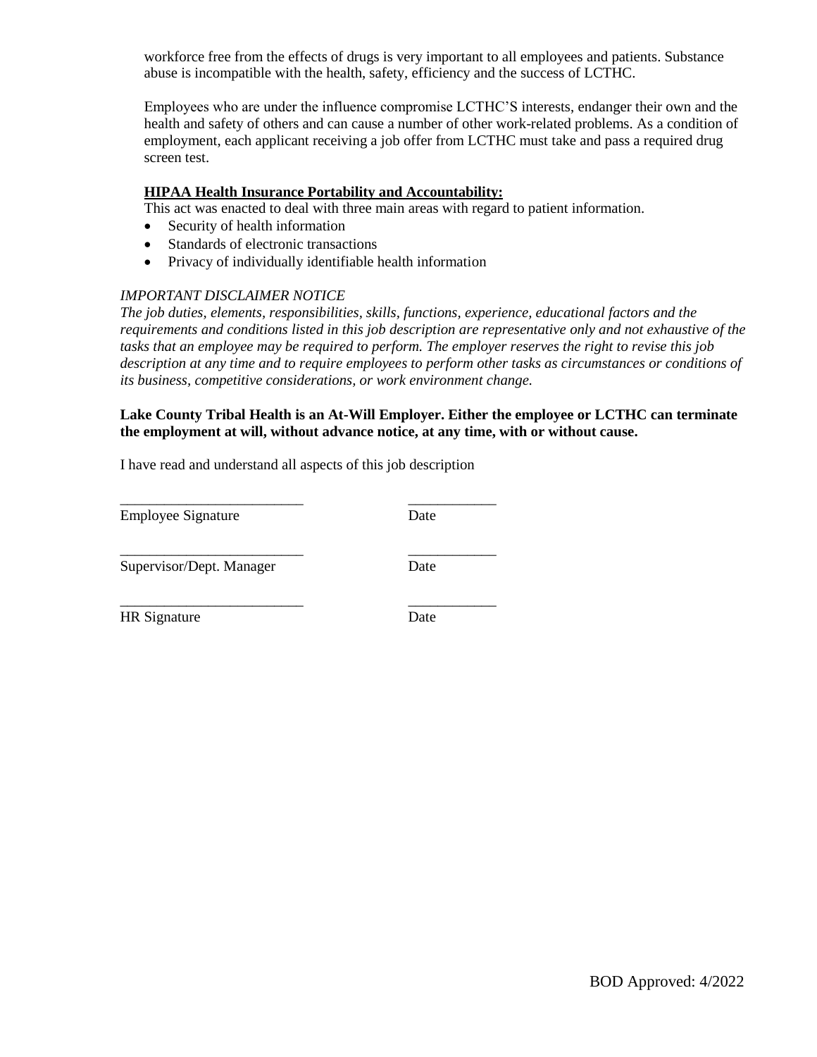workforce free from the effects of drugs is very important to all employees and patients. Substance abuse is incompatible with the health, safety, efficiency and the success of LCTHC.

Employees who are under the influence compromise LCTHC'S interests, endanger their own and the health and safety of others and can cause a number of other work-related problems. As a condition of employment, each applicant receiving a job offer from LCTHC must take and pass a required drug screen test.

**HIPAA Health Insurance Portability and Accountability:**

This act was enacted to deal with three main areas with regard to patient information.

- Security of health information
- Standards of electronic transactions
- Privacy of individually identifiable health information

*IMPORTANT DISCLAIMER NOTICE*

*The job duties, elements, responsibilities, skills, functions, experience, educational factors and the requirements and conditions listed in this job description are representative only and not exhaustive of the tasks that an employee may be required to perform. The employer reserves the right to revise this job description at any time and to require employees to perform other tasks as circumstances or conditions of its business, competitive considerations, or work environment change.*

**Lake County Tribal Health is an At-Will Employer. Either the employee or LCTHC can terminate the employment at will, without advance notice, at any time, with or without cause.**

I have read and understand all aspects of this job description

_________________________ ____________
Employee Signature Date

_________________________ ____________
Supervisor/Dept. Manager Date

_________________________ ____________
HR Signature Date

BOD Approved: 4/2022